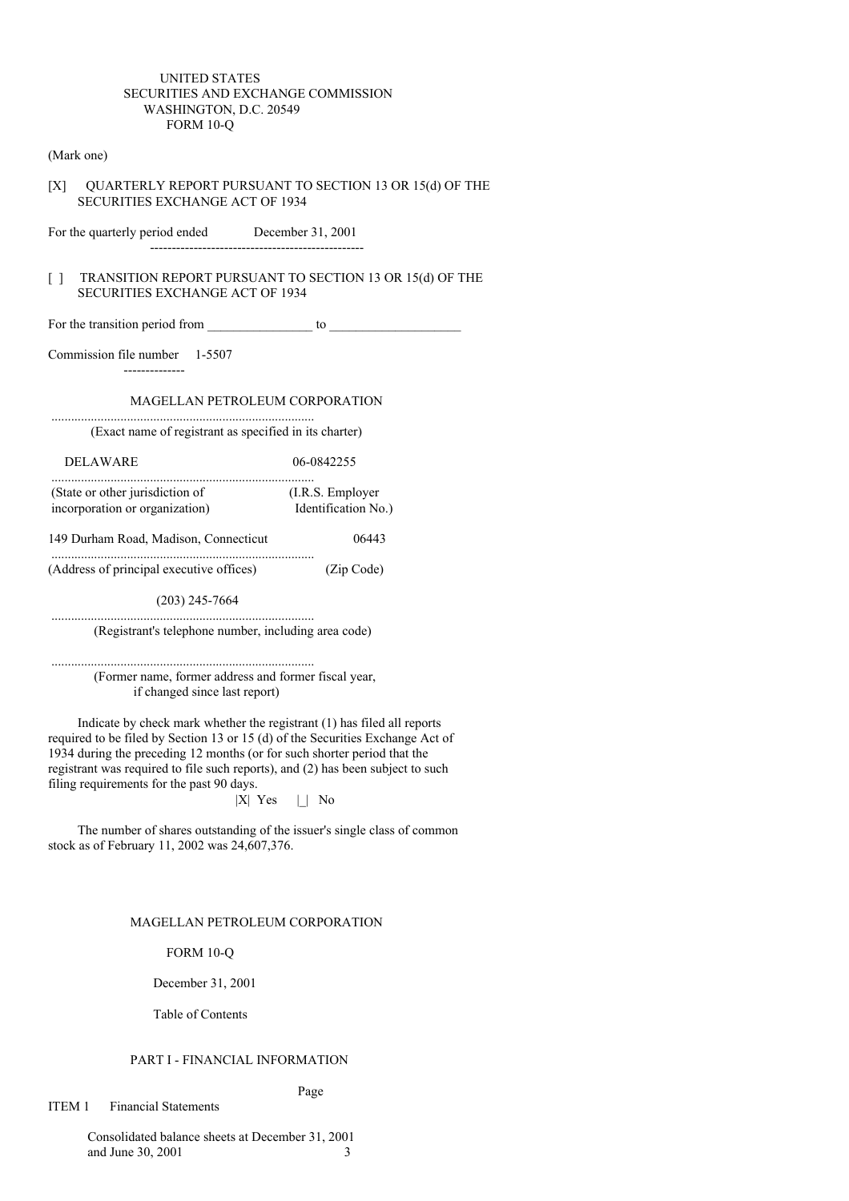UNITED STATES
SECURITIES AND EXCHANGE COMMISSION
WASHINGTON, D.C. 20549
FORM 10-Q

(Mark one)

[X] QUARTERLY REPORT PURSUANT TO SECTION 13 OR 15(d) OF THE SECURITIES EXCHANGE ACT OF 1934

For the quarterly period ended December 31, 2001

[ ] TRANSITION REPORT PURSUANT TO SECTION 13 OR 15(d) OF THE SECURITIES EXCHANGE ACT OF 1934

For the transition period from _______________ to ___________________

Commission file number 1-5507

MAGELLAN PETROLEUM CORPORATION

(Exact name of registrant as specified in its charter)

| DELAWARE | 06-0842255 |
|---|---|
| (State or other jurisdiction of incorporation or organization) | (I.R.S. Employer Identification No.) |

| 149 Durham Road, Madison, Connecticut | 06443 |
|---|---|
| (Address of principal executive offices) | (Zip Code) |

(203) 245-7664

(Registrant's telephone number, including area code)

(Former name, former address and former fiscal year, if changed since last report)

Indicate by check mark whether the registrant (1) has filed all reports required to be filed by Section 13 or 15 (d) of the Securities Exchange Act of 1934 during the preceding 12 months (or for such shorter period that the registrant was required to file such reports), and (2) has been subject to such filing requirements for the past 90 days.

|X| Yes |_| No

The number of shares outstanding of the issuer's single class of common stock as of February 11, 2002 was 24,607,376.

MAGELLAN PETROLEUM CORPORATION

FORM 10-Q

December 31, 2001

Table of Contents

PART I - FINANCIAL INFORMATION

| | | Page |
|---|---|---|
| ITEM 1 | Financial Statements | |
| | Consolidated balance sheets at December 31, 2001 and June 30, 2001 | 3 |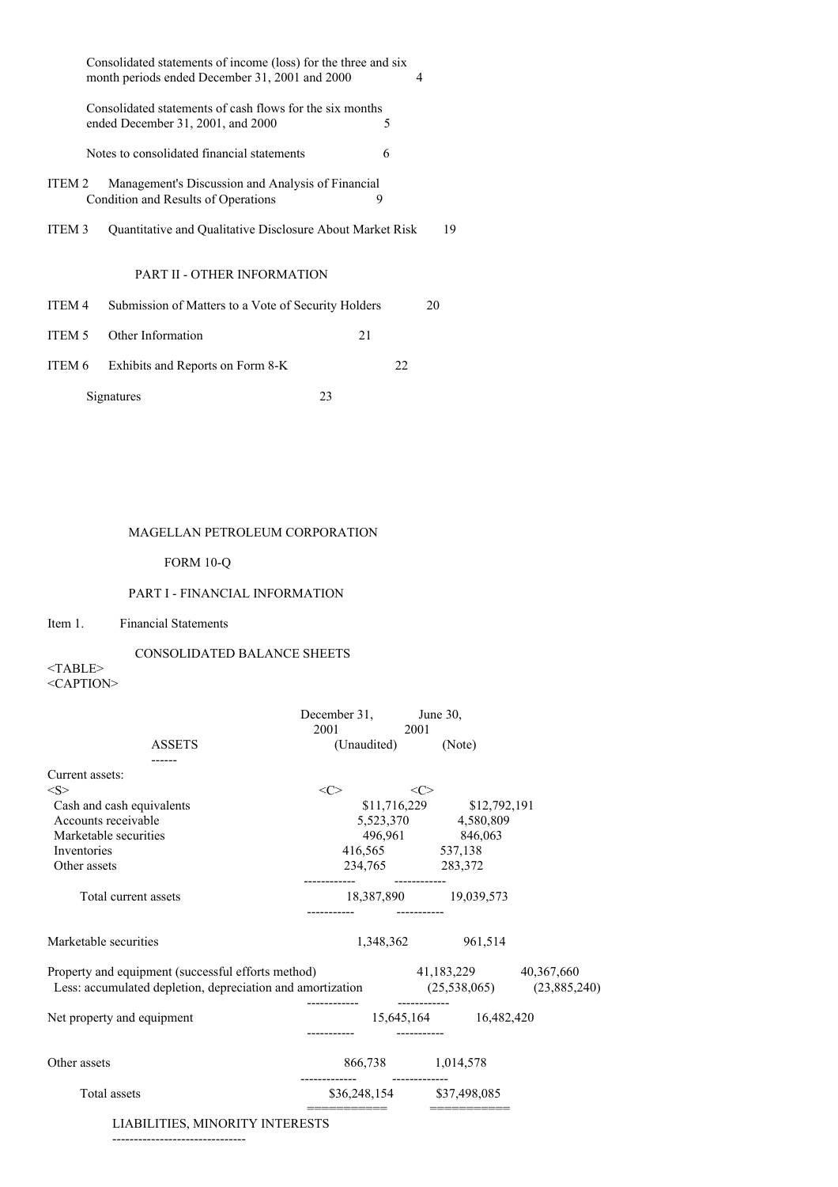| | |
|---|---|
| Consolidated statements of income (loss) for the three and six month periods ended December 31, 2001 and 2000 | 4 |
| Consolidated statements of cash flows for the six months ended December 31, 2001, and 2000 | 5 |
| Notes to consolidated financial statements | 6 |
| ITEM 2 Management's Discussion and Analysis of Financial Condition and Results of Operations | 9 |
| ITEM 3 Quantitative and Qualitative Disclosure About Market Risk | 19 |

PART II - OTHER INFORMATION

| | |
|---|---|
| ITEM 4 Submission of Matters to a Vote of Security Holders | 20 |
| ITEM 5 Other Information | 21 |
| ITEM 6 Exhibits and Reports on Form 8-K | 22 |
| Signatures | 23 |

MAGELLAN PETROLEUM CORPORATION

FORM 10-Q

PART I - FINANCIAL INFORMATION

Item 1. Financial Statements

CONSOLIDATED BALANCE SHEETS

| ASSETS | December 31, 2001 (Unaudited) | June 30, 2001 (Note) |
|---|---|---|
| Current assets: | | |
| Cash and cash equivalents | $11,716,229 | $12,792,191 |
| Accounts receivable | 5,523,370 | 4,580,809 |
| Marketable securities | 496,961 | 846,063 |
| Inventories | 416,565 | 537,138 |
| Other assets | 234,765 | 283,372 |
| Total current assets | 18,387,890 | 19,039,573 |
| Marketable securities | 1,348,362 | 961,514 |
| Property and equipment (successful efforts method) | 41,183,229 | 40,367,660 |
| Less: accumulated depletion, depreciation and amortization | (25,538,065) | (23,885,240) |
| Net property and equipment | 15,645,164 | 16,482,420 |
| Other assets | 866,738 | 1,014,578 |
| Total assets | $36,248,154 | $37,498,085 |

LIABILITIES, MINORITY INTERESTS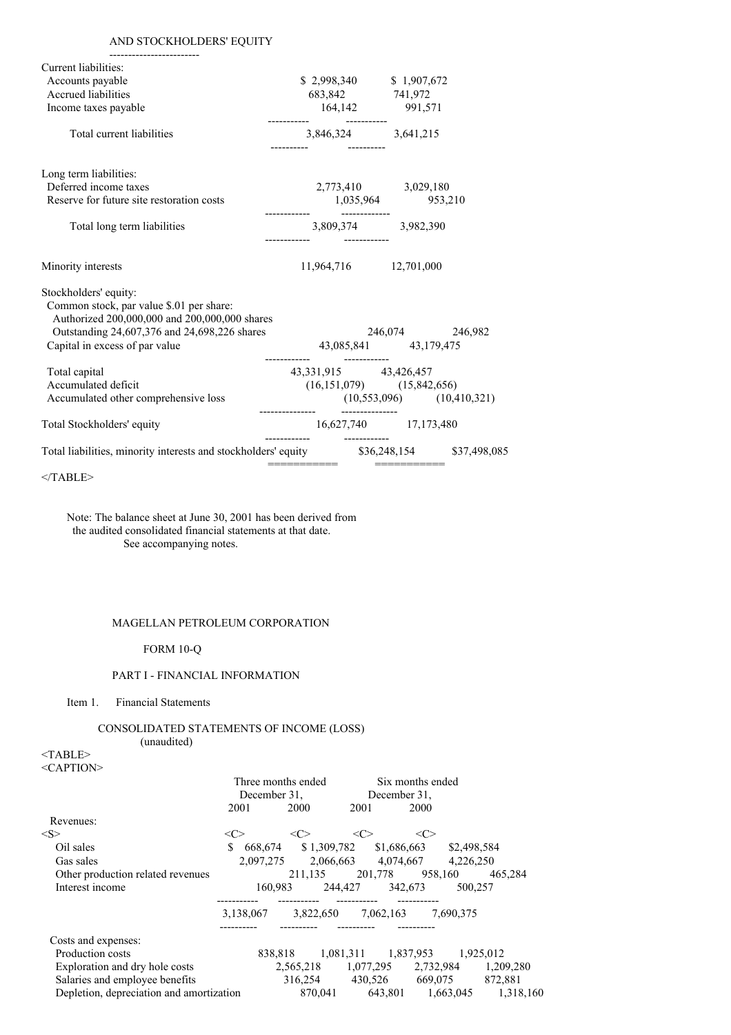AND STOCKHOLDERS' EQUITY

| | | |
|---|---|---|
| Current liabilities: | | |
| Accounts payable | $ 2,998,340 | $ 1,907,672 |
| Accrued liabilities | 683,842 | 741,972 |
| Income taxes payable | 164,142 | 991,571 |
| Total current liabilities | 3,846,324 | 3,641,215 |
| Long term liabilities: | | |
| Deferred income taxes | 2,773,410 | 3,029,180 |
| Reserve for future site restoration costs | 1,035,964 | 953,210 |
| Total long term liabilities | 3,809,374 | 3,982,390 |
| Minority interests | 11,964,716 | 12,701,000 |
| Stockholders' equity: | | |
| Common stock, par value $.01 per share: Authorized 200,000,000 and 200,000,000 shares Outstanding 24,607,376 and 24,698,226 shares | 246,074 | 246,982 |
| Capital in excess of par value | 43,085,841 | 43,179,475 |
| Total capital | 43,331,915 | 43,426,457 |
| Accumulated deficit | (16,151,079) | (15,842,656) |
| Accumulated other comprehensive loss | (10,553,096) | (10,410,321) |
| Total Stockholders' equity | 16,627,740 | 17,173,480 |
| Total liabilities, minority interests and stockholders' equity | $36,248,154 | $37,498,085 |

</TABLE>

Note: The balance sheet at June 30, 2001 has been derived from the audited consolidated financial statements at that date.
See accompanying notes.

MAGELLAN PETROLEUM CORPORATION

FORM 10-Q

PART I - FINANCIAL INFORMATION

Item 1. Financial Statements

CONSOLIDATED STATEMENTS OF INCOME (LOSS)
(unaudited)

<TABLE>
<CAPTION>

| | Three months ended December 31, 2001 | Three months ended December 31, 2000 | Six months ended December 31, 2001 | Six months ended December 31, 2000 |
|---|---|---|---|---|
| Revenues: | | | | |
| Oil sales | $ 668,674 | $ 1,309,782 | $1,686,663 | $2,498,584 |
| Gas sales | 2,097,275 | 2,066,663 | 4,074,667 | 4,226,250 |
| Other production related revenues | 211,135 | 201,778 | 958,160 | 465,284 |
| Interest income | 160,983 | 244,427 | 342,673 | 500,257 |
| | 3,138,067 | 3,822,650 | 7,062,163 | 7,690,375 |
| Costs and expenses: | | | | |
| Production costs | 838,818 | 1,081,311 | 1,837,953 | 1,925,012 |
| Exploration and dry hole costs | 2,565,218 | 1,077,295 | 2,732,984 | 1,209,280 |
| Salaries and employee benefits | 316,254 | 430,526 | 669,075 | 872,881 |
| Depletion, depreciation and amortization | 870,041 | 643,801 | 1,663,045 | 1,318,160 |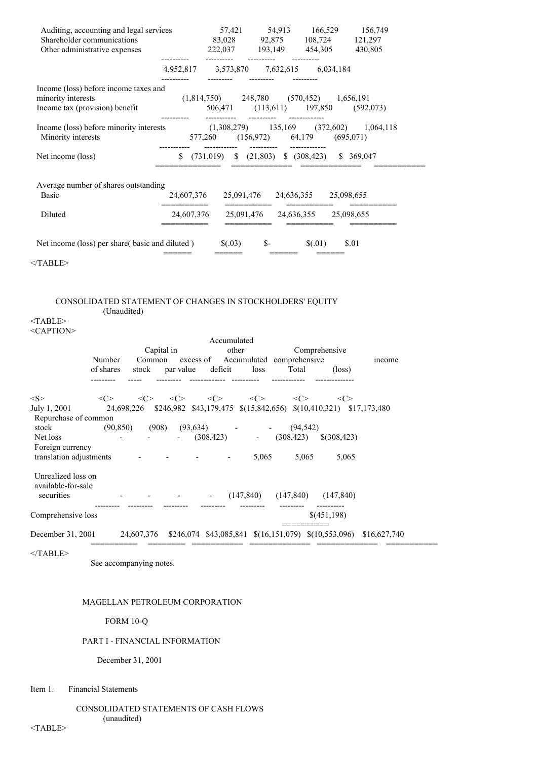| | | | | |
|---|---|---|---|---|
| Auditing, accounting and legal services | 57,421 | 54,913 | 166,529 | 156,749 |
| Shareholder communications | 83,028 | 92,875 | 108,724 | 121,297 |
| Other administrative expenses | 222,037 | 193,149 | 454,305 | 430,805 |
| | 4,952,817 | 3,573,870 | 7,632,615 | 6,034,184 |
| Income (loss) before income taxes and minority interests | (1,814,750) | 248,780 | (570,452) | 1,656,191 |
| Income tax (provision) benefit | 506,471 | (113,611) | 197,850 | (592,073) |
| Income (loss) before minority interests | (1,308,279) | 135,169 | (372,602) | 1,064,118 |
| Minority interests | 577,260 | (156,972) | 64,179 | (695,071) |
| Net income (loss) | $ (731,019) | $ (21,803) | $ (308,423) | $ 369,047 |
| Average number of shares outstanding | | | | |
| Basic | 24,607,376 | 25,091,476 | 24,636,355 | 25,098,655 |
| Diluted | 24,607,376 | 25,091,476 | 24,636,355 | 25,098,655 |
| Net income (loss) per share( basic and diluted ) | $(.03) | $- | $(.01) | $.01 |

</TABLE>

CONSOLIDATED STATEMENT OF CHANGES IN STOCKHOLDERS' EQUITY
(Unaudited)

| | Number of shares | Common stock | Capital in excess of par value | Accumulated deficit | Accumulated other comprehensive loss | Total | Comprehensive income (loss) |
|---|---|---|---|---|---|---|---|
| July 1, 2001 | 24,698,226 | $246,982 | $43,179,475 | $(15,842,656) | $(10,410,321) | $17,173,480 | |
| Repurchase of common stock | (90,850) | (908) | (93,634) | - | - | (94,542) | |
| Net loss | - | - | - | (308,423) | - | (308,423) | $(308,423) |
| Foreign currency translation adjustments | - | - | - | - | 5,065 | 5,065 | 5,065 |
| Unrealized loss on available-for-sale securities | - | - | - | - | (147,840) | (147,840) | (147,840) |
| Comprehensive loss | | | | | | | $(451,198) |
| December 31, 2001 | 24,607,376 | $246,074 | $43,085,841 | $(16,151,079) | $(10,553,096) | $16,627,740 | |

</TABLE>

See accompanying notes.

MAGELLAN PETROLEUM CORPORATION

FORM 10-Q

PART I - FINANCIAL INFORMATION

December 31, 2001

Item 1. Financial Statements

CONSOLIDATED STATEMENTS OF CASH FLOWS
(unaudited)

<TABLE>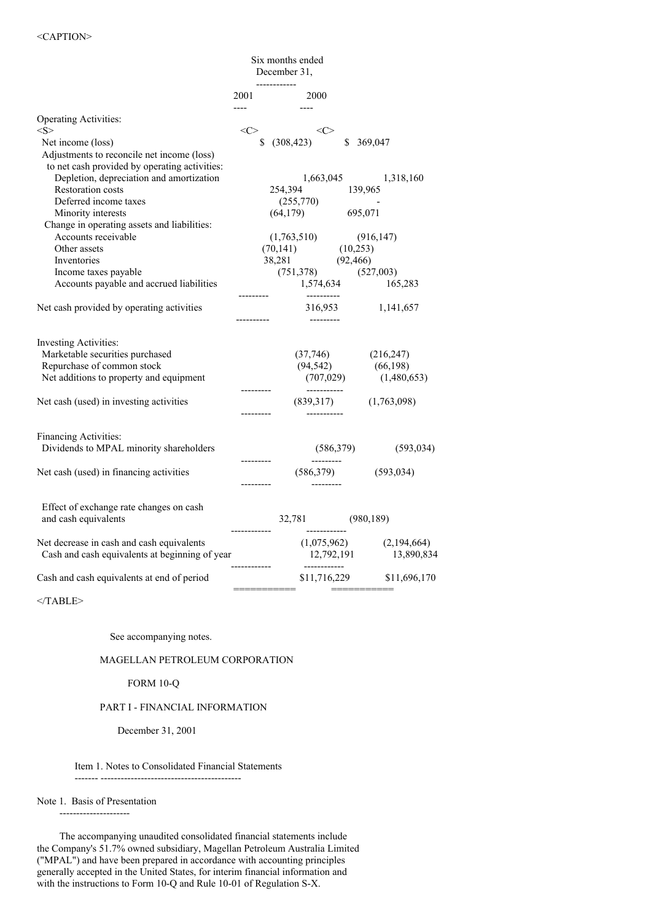<CAPTION>

| | Six months ended December 31, | |
|---|---|---|
| | 2001 | 2000 |
| **Operating Activities:** | | |
| Net income (loss) | $ (308,423) | $ 369,047 |
| Adjustments to reconcile net income (loss) to net cash provided by operating activities: | | |
| Depletion, depreciation and amortization | 1,663,045 | 1,318,160 |
| Restoration costs | 254,394 | 139,965 |
| Deferred income taxes | (255,770) | - |
| Minority interests | (64,179) | 695,071 |
| Change in operating assets and liabilities: | | |
| Accounts receivable | (1,763,510) | (916,147) |
| Other assets | (70,141) | (10,253) |
| Inventories | 38,281 | (92,466) |
| Income taxes payable | (751,378) | (527,003) |
| Accounts payable and accrued liabilities | 1,574,634 | 165,283 |
| Net cash provided by operating activities | 316,953 | 1,141,657 |
| **Investing Activities:** | | |
| Marketable securities purchased | (37,746) | (216,247) |
| Repurchase of common stock | (94,542) | (66,198) |
| Net additions to property and equipment | (707,029) | (1,480,653) |
| Net cash (used) in investing activities | (839,317) | (1,763,098) |
| **Financing Activities:** | | |
| Dividends to MPAL minority shareholders | (586,379) | (593,034) |
| Net cash (used) in financing activities | (586,379) | (593,034) |
| Effect of exchange rate changes on cash and cash equivalents | 32,781 | (980,189) |
| Net decrease in cash and cash equivalents | (1,075,962) | (2,194,664) |
| Cash and cash equivalents at beginning of year | 12,792,191 | 13,890,834 |
| Cash and cash equivalents at end of period | $11,716,229 | $11,696,170 |

</TABLE>

See accompanying notes.

MAGELLAN PETROLEUM CORPORATION

FORM 10-Q

PART I - FINANCIAL INFORMATION

December 31, 2001

Item 1. Notes to Consolidated Financial Statements

Note 1. Basis of Presentation

The accompanying unaudited consolidated financial statements include the Company's 51.7% owned subsidiary, Magellan Petroleum Australia Limited ("MPAL") and have been prepared in accordance with accounting principles generally accepted in the United States, for interim financial information and with the instructions to Form 10-Q and Rule 10-01 of Regulation S-X.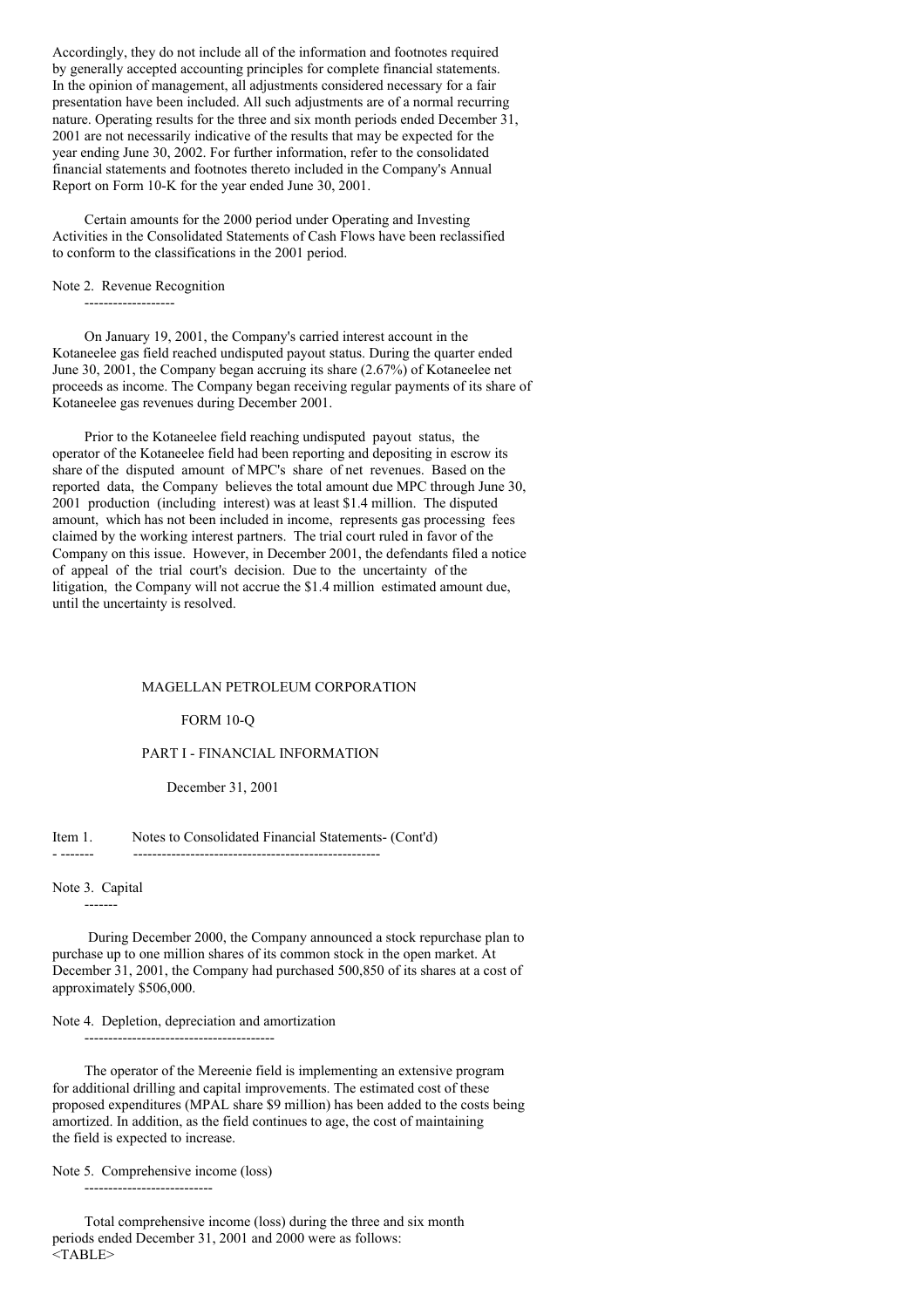Accordingly, they do not include all of the information and footnotes required by generally accepted accounting principles for complete financial statements. In the opinion of management, all adjustments considered necessary for a fair presentation have been included. All such adjustments are of a normal recurring nature. Operating results for the three and six month periods ended December 31, 2001 are not necessarily indicative of the results that may be expected for the year ending June 30, 2002. For further information, refer to the consolidated financial statements and footnotes thereto included in the Company's Annual Report on Form 10-K for the year ended June 30, 2001.

Certain amounts for the 2000 period under Operating and Investing Activities in the Consolidated Statements of Cash Flows have been reclassified to conform to the classifications in the 2001 period.

## Note 2. Revenue Recognition

On January 19, 2001, the Company's carried interest account in the Kotaneelee gas field reached undisputed payout status. During the quarter ended June 30, 2001, the Company began accruing its share (2.67%) of Kotaneelee net proceeds as income. The Company began receiving regular payments of its share of Kotaneelee gas revenues during December 2001.

Prior to the Kotaneelee field reaching undisputed payout status, the operator of the Kotaneelee field had been reporting and depositing in escrow its share of the disputed amount of MPC's share of net revenues. Based on the reported data, the Company believes the total amount due MPC through June 30, 2001 production (including interest) was at least $1.4 million. The disputed amount, which has not been included in income, represents gas processing fees claimed by the working interest partners. The trial court ruled in favor of the Company on this issue. However, in December 2001, the defendants filed a notice of appeal of the trial court's decision. Due to the uncertainty of the litigation, the Company will not accrue the $1.4 million estimated amount due, until the uncertainty is resolved.

MAGELLAN PETROLEUM CORPORATION

FORM 10-Q

PART I - FINANCIAL INFORMATION

December 31, 2001

Item 1. Notes to Consolidated Financial Statements- (Cont'd)

## Note 3. Capital

During December 2000, the Company announced a stock repurchase plan to purchase up to one million shares of its common stock in the open market. At December 31, 2001, the Company had purchased 500,850 of its shares at a cost of approximately $506,000.

## Note 4. Depletion, depreciation and amortization

The operator of the Mereenie field is implementing an extensive program for additional drilling and capital improvements. The estimated cost of these proposed expenditures (MPAL share $9 million) has been added to the costs being amortized. In addition, as the field continues to age, the cost of maintaining the field is expected to increase.

## Note 5. Comprehensive income (loss)

Total comprehensive income (loss) during the three and six month periods ended December 31, 2001 and 2000 were as follows: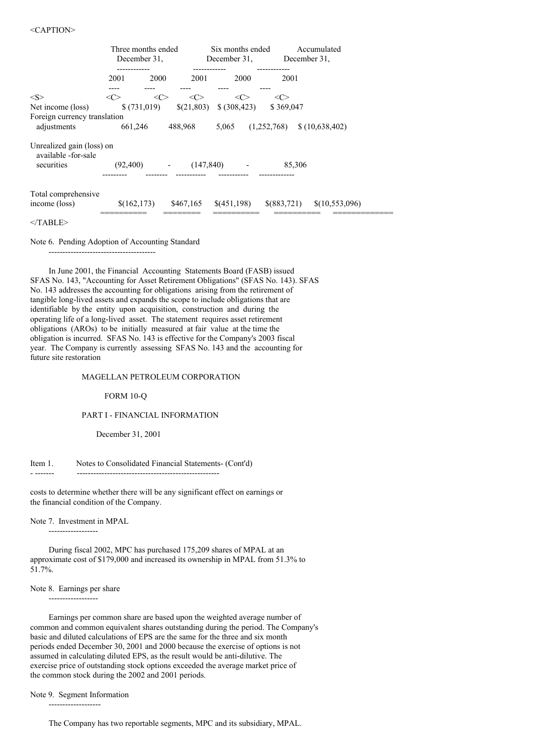| | Three months ended December 31, | | Six months ended December 31, | | Accumulated December 31, |
|---|---|---|---|---|---|
| | 2001 | 2000 | 2001 | 2000 | 2001 |
| Net income (loss) | $ (731,019) | $(21,803) | $ (308,423) | $ 369,047 | |
| Foreign currency translation adjustments | 661,246 | 488,968 | 5,065 | (1,252,768) | $ (10,638,402) |
| Unrealized gain (loss) on available -for-sale securities | (92,400) | - | (147,840) | - | 85,306 |
| Total comprehensive income (loss) | $(162,173) | $467,165 | $(451,198) | $(883,721) | $(10,553,096) |

Note 6. Pending Adoption of Accounting Standard

In June 2001, the Financial Accounting Statements Board (FASB) issued SFAS No. 143, "Accounting for Asset Retirement Obligations" (SFAS No. 143). SFAS No. 143 addresses the accounting for obligations arising from the retirement of tangible long-lived assets and expands the scope to include obligations that are identifiable by the entity upon acquisition, construction and during the operating life of a long-lived asset. The statement requires asset retirement obligations (AROs) to be initially measured at fair value at the time the obligation is incurred. SFAS No. 143 is effective for the Company's 2003 fiscal year. The Company is currently assessing SFAS No. 143 and the accounting for future site restoration costs to determine whether there will be any significant effect on earnings or the financial condition of the Company.

Note 7. Investment in MPAL

During fiscal 2002, MPC has purchased 175,209 shares of MPAL at an approximate cost of $179,000 and increased its ownership in MPAL from 51.3% to 51.7%.

Note 8. Earnings per share

Earnings per common share are based upon the weighted average number of common and common equivalent shares outstanding during the period. The Company's basic and diluted calculations of EPS are the same for the three and six month periods ended December 30, 2001 and 2000 because the exercise of options is not assumed in calculating diluted EPS, as the result would be anti-dilutive. The exercise price of outstanding stock options exceeded the average market price of the common stock during the 2002 and 2001 periods.

Note 9. Segment Information

The Company has two reportable segments, MPC and its subsidiary, MPAL.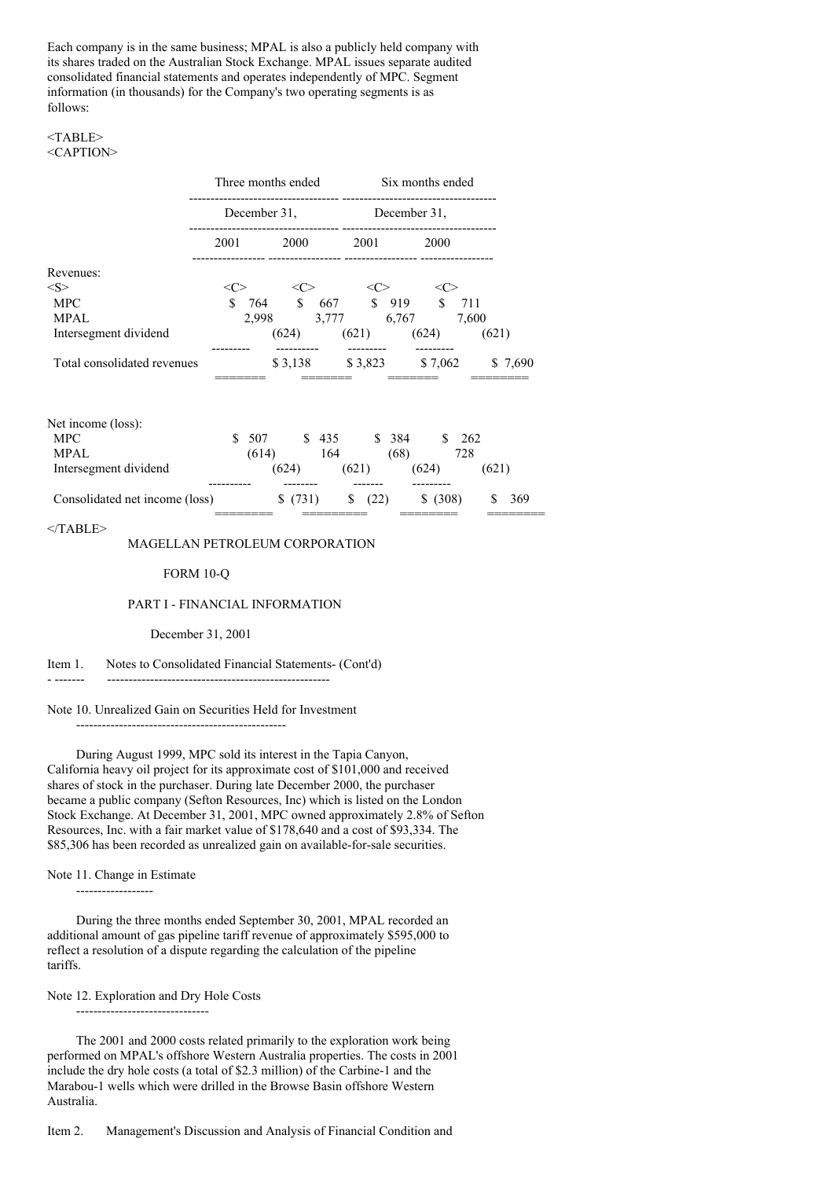Each company is in the same business; MPAL is also a publicly held company with its shares traded on the Australian Stock Exchange. MPAL issues separate audited consolidated financial statements and operates independently of MPC. Segment information (in thousands) for the Company's two operating segments is as follows:

| | Three months ended December 31, | | Six months ended December 31, | |
|---|---|---|---|---|
| | 2001 | 2000 | 2001 | 2000 |
| **Revenues:** | | | | |
| MPC | $ 764 | $ 667 | $ 919 | $ 711 |
| MPAL | 2,998 | 3,777 | 6,767 | 7,600 |
| Intersegment dividend | (624) | (621) | (624) | (621) |
| Total consolidated revenues | $ 3,138 | $ 3,823 | $ 7,062 | $ 7,690 |
| **Net income (loss):** | | | | |
| MPC | $ 507 | $ 435 | $ 384 | $ 262 |
| MPAL | (614) | 164 | (68) | 728 |
| Intersegment dividend | (624) | (621) | (624) | (621) |
| Consolidated net income (loss) | $ (731) | $ (22) | $ (308) | $ 369 |

MAGELLAN PETROLEUM CORPORATION

FORM 10-Q

PART I - FINANCIAL INFORMATION

December 31, 2001

Item 1. Notes to Consolidated Financial Statements- (Cont'd)

Note 10. Unrealized Gain on Securities Held for Investment

During August 1999, MPC sold its interest in the Tapia Canyon, California heavy oil project for its approximate cost of $101,000 and received shares of stock in the purchaser. During late December 2000, the purchaser became a public company (Sefton Resources, Inc) which is listed on the London Stock Exchange. At December 31, 2001, MPC owned approximately 2.8% of Sefton Resources, Inc. with a fair market value of $178,640 and a cost of $93,334. The $85,306 has been recorded as unrealized gain on available-for-sale securities.

Note 11. Change in Estimate

During the three months ended September 30, 2001, MPAL recorded an additional amount of gas pipeline tariff revenue of approximately $595,000 to reflect a resolution of a dispute regarding the calculation of the pipeline tariffs.

Note 12. Exploration and Dry Hole Costs

The 2001 and 2000 costs related primarily to the exploration work being performed on MPAL's offshore Western Australia properties. The costs in 2001 include the dry hole costs (a total of $2.3 million) of the Carbine-1 and the Marabou-1 wells which were drilled in the Browse Basin offshore Western Australia.

Item 2. Management's Discussion and Analysis of Financial Condition and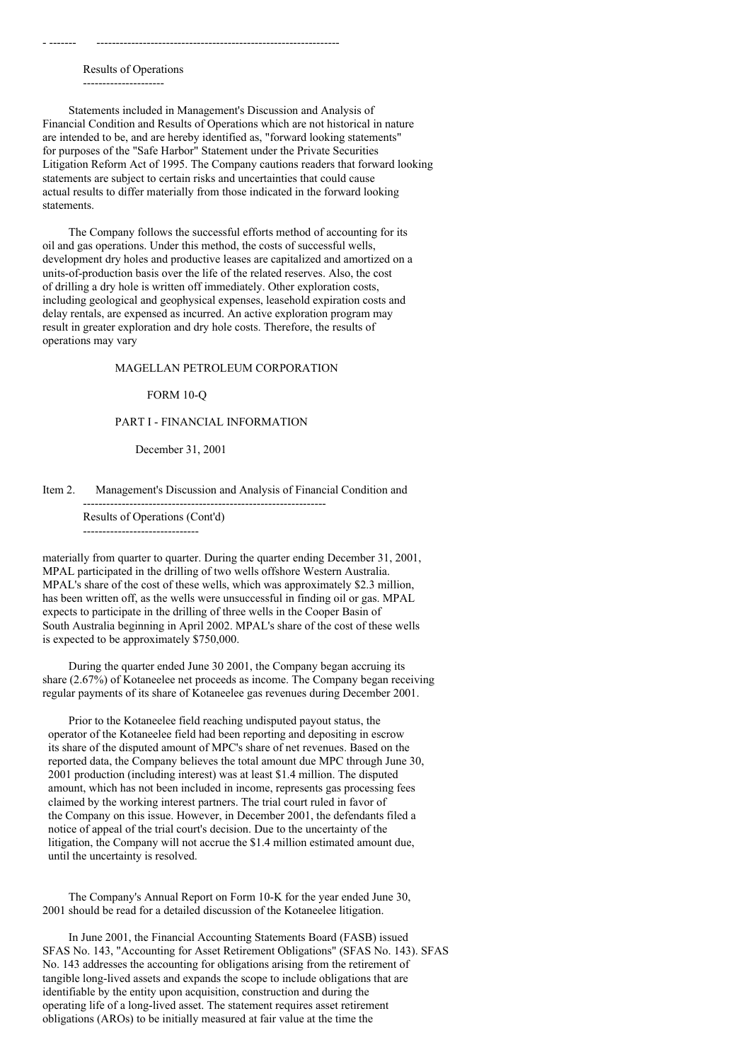Results of Operations

Statements included in Management's Discussion and Analysis of Financial Condition and Results of Operations which are not historical in nature are intended to be, and are hereby identified as, "forward looking statements" for purposes of the "Safe Harbor" Statement under the Private Securities Litigation Reform Act of 1995. The Company cautions readers that forward looking statements are subject to certain risks and uncertainties that could cause actual results to differ materially from those indicated in the forward looking statements.

The Company follows the successful efforts method of accounting for its oil and gas operations. Under this method, the costs of successful wells, development dry holes and productive leases are capitalized and amortized on a units-of-production basis over the life of the related reserves. Also, the cost of drilling a dry hole is written off immediately. Other exploration costs, including geological and geophysical expenses, leasehold expiration costs and delay rentals, are expensed as incurred. An active exploration program may result in greater exploration and dry hole costs. Therefore, the results of operations may vary

MAGELLAN PETROLEUM CORPORATION

FORM 10-Q

PART I - FINANCIAL INFORMATION

December 31, 2001

Item 2. Management's Discussion and Analysis of Financial Condition and Results of Operations (Cont'd)

materially from quarter to quarter. During the quarter ending December 31, 2001, MPAL participated in the drilling of two wells offshore Western Australia. MPAL's share of the cost of these wells, which was approximately $2.3 million, has been written off, as the wells were unsuccessful in finding oil or gas. MPAL expects to participate in the drilling of three wells in the Cooper Basin of South Australia beginning in April 2002. MPAL's share of the cost of these wells is expected to be approximately $750,000.

During the quarter ended June 30 2001, the Company began accruing its share (2.67%) of Kotaneelee net proceeds as income. The Company began receiving regular payments of its share of Kotaneelee gas revenues during December 2001.

Prior to the Kotaneelee field reaching undisputed payout status, the operator of the Kotaneelee field had been reporting and depositing in escrow its share of the disputed amount of MPC's share of net revenues. Based on the reported data, the Company believes the total amount due MPC through June 30, 2001 production (including interest) was at least $1.4 million. The disputed amount, which has not been included in income, represents gas processing fees claimed by the working interest partners. The trial court ruled in favor of the Company on this issue. However, in December 2001, the defendants filed a notice of appeal of the trial court's decision. Due to the uncertainty of the litigation, the Company will not accrue the $1.4 million estimated amount due, until the uncertainty is resolved.

The Company's Annual Report on Form 10-K for the year ended June 30, 2001 should be read for a detailed discussion of the Kotaneelee litigation.

In June 2001, the Financial Accounting Statements Board (FASB) issued SFAS No. 143, "Accounting for Asset Retirement Obligations" (SFAS No. 143). SFAS No. 143 addresses the accounting for obligations arising from the retirement of tangible long-lived assets and expands the scope to include obligations that are identifiable by the entity upon acquisition, construction and during the operating life of a long-lived asset. The statement requires asset retirement obligations (AROs) to be initially measured at fair value at the time the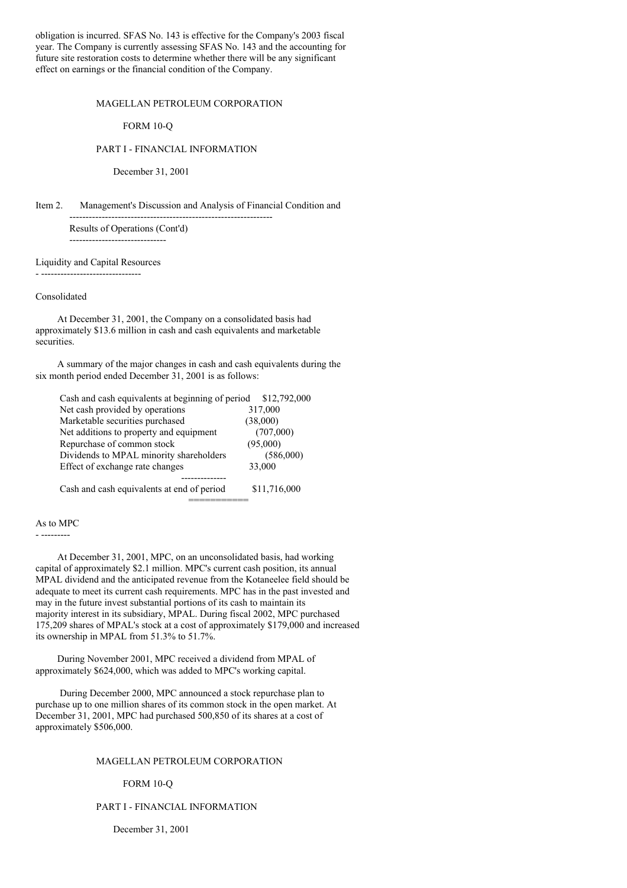obligation is incurred. SFAS No. 143 is effective for the Company's 2003 fiscal year. The Company is currently assessing SFAS No. 143 and the accounting for future site restoration costs to determine whether there will be any significant effect on earnings or the financial condition of the Company.

MAGELLAN PETROLEUM CORPORATION

FORM 10-Q

PART I - FINANCIAL INFORMATION

December 31, 2001

Item 2. Management's Discussion and Analysis of Financial Condition and Results of Operations (Cont'd)

## Liquidity and Capital Resources

### Consolidated

At December 31, 2001, the Company on a consolidated basis had approximately $13.6 million in cash and cash equivalents and marketable securities.

A summary of the major changes in cash and cash equivalents during the six month period ended December 31, 2001 is as follows:

| | |
|---|---|
| Cash and cash equivalents at beginning of period | $12,792,000 |
| Net cash provided by operations | 317,000 |
| Marketable securities purchased | (38,000) |
| Net additions to property and equipment | (707,000) |
| Repurchase of common stock | (95,000) |
| Dividends to MPAL minority shareholders | (586,000) |
| Effect of exchange rate changes | 33,000 |
| Cash and cash equivalents at end of period | $11,716,000 |

### As to MPC

At December 31, 2001, MPC, on an unconsolidated basis, had working capital of approximately $2.1 million. MPC's current cash position, its annual MPAL dividend and the anticipated revenue from the Kotaneelee field should be adequate to meet its current cash requirements. MPC has in the past invested and may in the future invest substantial portions of its cash to maintain its majority interest in its subsidiary, MPAL. During fiscal 2002, MPC purchased 175,209 shares of MPAL's stock at a cost of approximately $179,000 and increased its ownership in MPAL from 51.3% to 51.7%.

During November 2001, MPC received a dividend from MPAL of approximately $624,000, which was added to MPC's working capital.

During December 2000, MPC announced a stock repurchase plan to purchase up to one million shares of its common stock in the open market. At December 31, 2001, MPC had purchased 500,850 of its shares at a cost of approximately $506,000.

MAGELLAN PETROLEUM CORPORATION

FORM 10-Q

PART I - FINANCIAL INFORMATION

December 31, 2001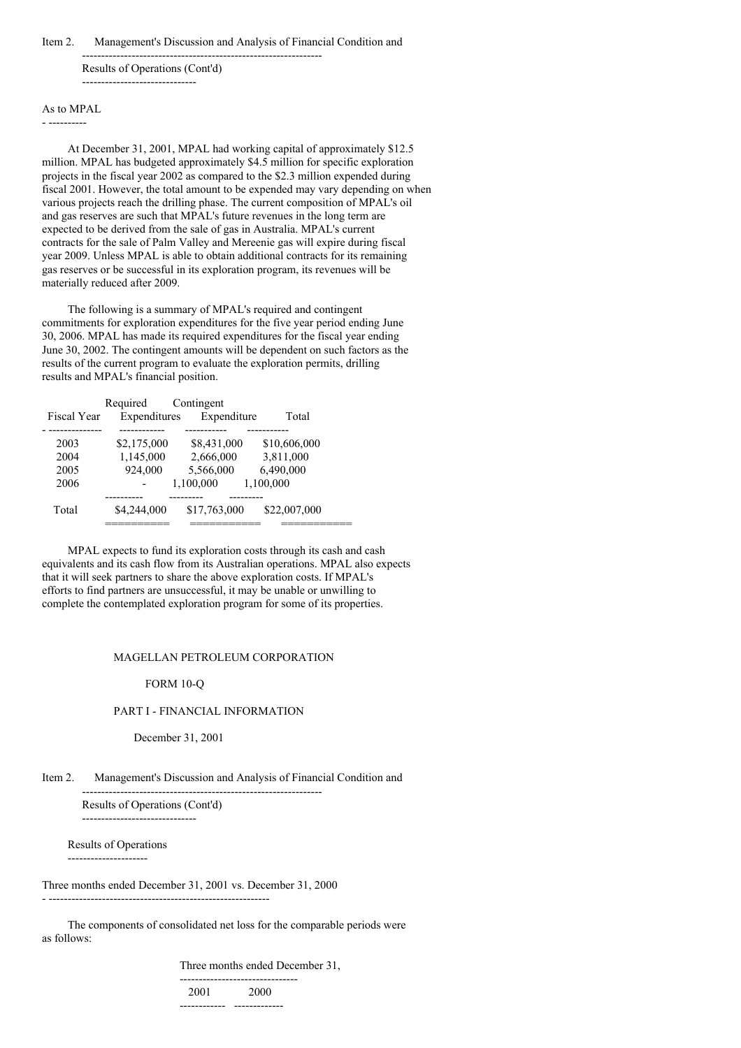Item 2. Management's Discussion and Analysis of Financial Condition and Results of Operations (Cont'd)

As to MPAL

At December 31, 2001, MPAL had working capital of approximately $12.5 million. MPAL has budgeted approximately $4.5 million for specific exploration projects in the fiscal year 2002 as compared to the $2.3 million expended during fiscal 2001. However, the total amount to be expended may vary depending on when various projects reach the drilling phase. The current composition of MPAL's oil and gas reserves are such that MPAL's future revenues in the long term are expected to be derived from the sale of gas in Australia. MPAL's current contracts for the sale of Palm Valley and Mereenie gas will expire during fiscal year 2009. Unless MPAL is able to obtain additional contracts for its remaining gas reserves or be successful in its exploration program, its revenues will be materially reduced after 2009.

The following is a summary of MPAL's required and contingent commitments for exploration expenditures for the five year period ending June 30, 2006. MPAL has made its required expenditures for the fiscal year ending June 30, 2002. The contingent amounts will be dependent on such factors as the results of the current program to evaluate the exploration permits, drilling results and MPAL's financial position.

| Fiscal Year | Required Expenditures | Contingent Expenditure | Total |
|---|---|---|---|
| 2003 | $2,175,000 | $8,431,000 | $10,606,000 |
| 2004 | 1,145,000 | 2,666,000 | 3,811,000 |
| 2005 | 924,000 | 5,566,000 | 6,490,000 |
| 2006 | - | 1,100,000 | 1,100,000 |
| Total | $4,244,000 | $17,763,000 | $22,007,000 |

MPAL expects to fund its exploration costs through its cash and cash equivalents and its cash flow from its Australian operations. MPAL also expects that it will seek partners to share the above exploration costs. If MPAL's efforts to find partners are unsuccessful, it may be unable or unwilling to complete the contemplated exploration program for some of its properties.

MAGELLAN PETROLEUM CORPORATION

FORM 10-Q

PART I - FINANCIAL INFORMATION

December 31, 2001

Item 2. Management's Discussion and Analysis of Financial Condition and Results of Operations (Cont'd)

Results of Operations

Three months ended December 31, 2001 vs. December 31, 2000

The components of consolidated net loss for the comparable periods were as follows:

| | Three months ended December 31, | |
|---|---|---|
| | 2001 | 2000 |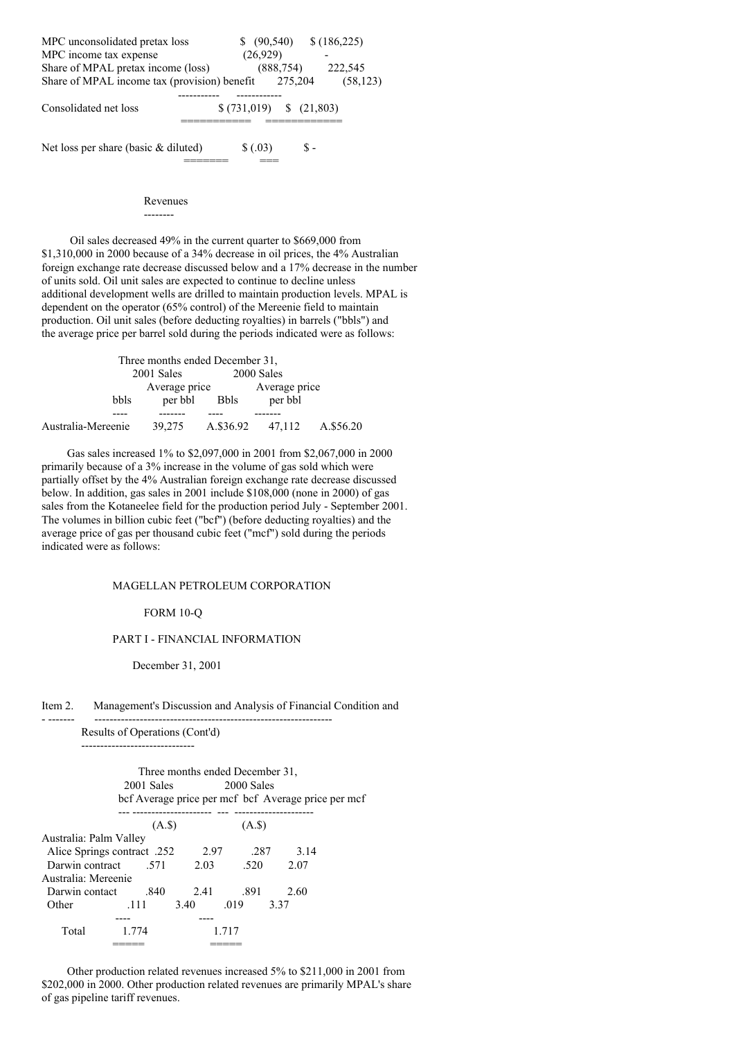| | | |
|---|---|---|
| MPC unconsolidated pretax loss | $ (90,540) | $ (186,225) |
| MPC income tax expense | (26,929) | - |
| Share of MPAL pretax income (loss) | (888,754) | 222,545 |
| Share of MPAL income tax (provision) benefit | 275,204 | (58,123) |
| Consolidated net loss | $ (731,019) | $ (21,803) |
| Net loss per share (basic & diluted) | $ (.03) | $ - |

### Revenues

Oil sales decreased 49% in the current quarter to $669,000 from $1,310,000 in 2000 because of a 34% decrease in oil prices, the 4% Australian foreign exchange rate decrease discussed below and a 17% decrease in the number of units sold. Oil unit sales are expected to continue to decline unless additional development wells are drilled to maintain production levels. MPAL is dependent on the operator (65% control) of the Mereenie field to maintain production. Oil unit sales (before deducting royalties) in barrels ("bbls") and the average price per barrel sold during the periods indicated were as follows:

| Three months ended December 31, | 2001 Sales | | 2000 Sales | |
|---|---|---|---|---|
| | bbls | Average price per bbl | Bbls | Average price per bbl |
| Australia-Mereenie | 39,275 | A.$36.92 | 47,112 | A.$56.20 |

Gas sales increased 1% to $2,097,000 in 2001 from $2,067,000 in 2000 primarily because of a 3% increase in the volume of gas sold which were partially offset by the 4% Australian foreign exchange rate decrease discussed below. In addition, gas sales in 2001 include $108,000 (none in 2000) of gas sales from the Kotaneelee field for the production period July - September 2001. The volumes in billion cubic feet ("bcf") (before deducting royalties) and the average price of gas per thousand cubic feet ("mcf") sold during the periods indicated were as follows:

MAGELLAN PETROLEUM CORPORATION

FORM 10-Q

PART I - FINANCIAL INFORMATION

December 31, 2001

Item 2. Management's Discussion and Analysis of Financial Condition and Results of Operations (Cont'd)

| Three months ended December 31, | 2001 Sales | | 2000 Sales | |
|---|---|---|---|---|
| | bcf | Average price per mcf (A.$) | bcf | Average price per mcf (A.$) |
| Australia: Palm Valley | | | | |
| Alice Springs contract | .252 | 2.97 | .287 | 3.14 |
| Darwin contract | .571 | 2.03 | .520 | 2.07 |
| Australia: Mereenie | | | | |
| Darwin contact | .840 | 2.41 | .891 | 2.60 |
| Other | .111 | 3.40 | .019 | 3.37 |
| Total | 1.774 | | 1.717 | |

Other production related revenues increased 5% to $211,000 in 2001 from $202,000 in 2000. Other production related revenues are primarily MPAL's share of gas pipeline tariff revenues.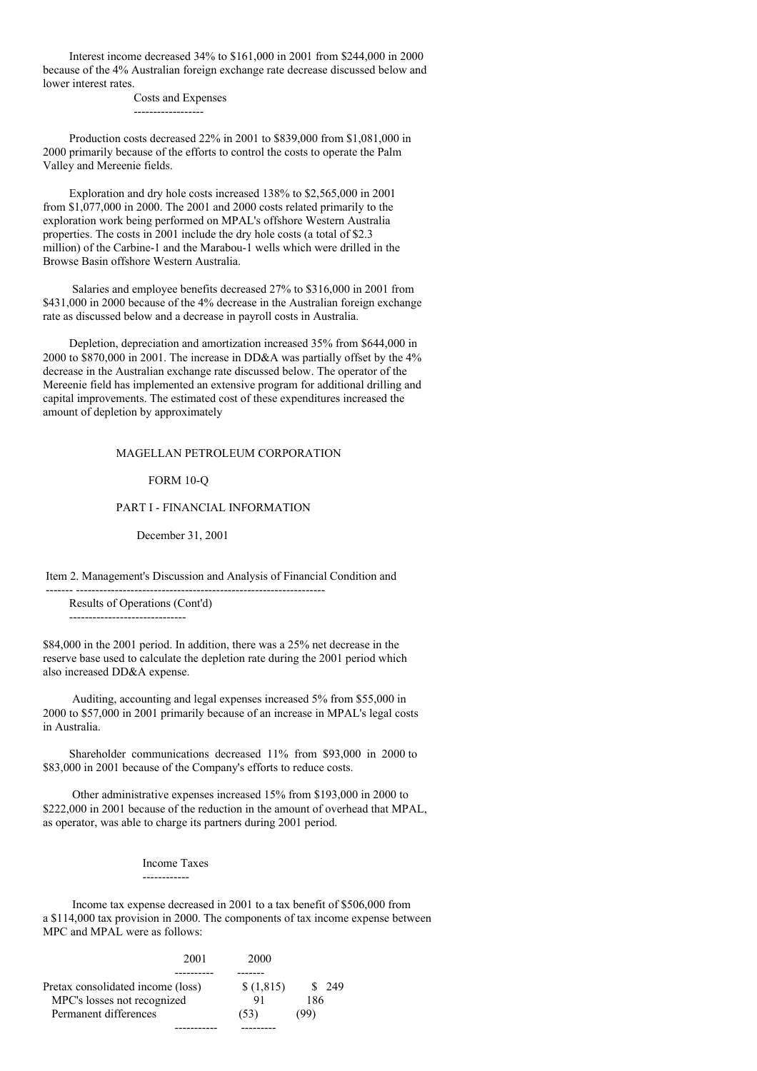Interest income decreased 34% to $161,000 in 2001 from $244,000 in 2000 because of the 4% Australian foreign exchange rate decrease discussed below and lower interest rates.

### Costs and Expenses

Production costs decreased 22% in 2001 to $839,000 from $1,081,000 in 2000 primarily because of the efforts to control the costs to operate the Palm Valley and Mereenie fields.

Exploration and dry hole costs increased 138% to $2,565,000 in 2001 from $1,077,000 in 2000. The 2001 and 2000 costs related primarily to the exploration work being performed on MPAL's offshore Western Australia properties. The costs in 2001 include the dry hole costs (a total of $2.3 million) of the Carbine-1 and the Marabou-1 wells which were drilled in the Browse Basin offshore Western Australia.

Salaries and employee benefits decreased 27% to $316,000 in 2001 from $431,000 in 2000 because of the 4% decrease in the Australian foreign exchange rate as discussed below and a decrease in payroll costs in Australia.

Depletion, depreciation and amortization increased 35% from $644,000 in 2000 to $870,000 in 2001. The increase in DD&A was partially offset by the 4% decrease in the Australian exchange rate discussed below. The operator of the Mereenie field has implemented an extensive program for additional drilling and capital improvements. The estimated cost of these expenditures increased the amount of depletion by approximately

MAGELLAN PETROLEUM CORPORATION

FORM 10-Q

PART I - FINANCIAL INFORMATION

December 31, 2001

Item 2. Management's Discussion and Analysis of Financial Condition and Results of Operations (Cont'd)

$84,000 in the 2001 period. In addition, there was a 25% net decrease in the reserve base used to calculate the depletion rate during the 2001 period which also increased DD&A expense.

Auditing, accounting and legal expenses increased 5% from $55,000 in 2000 to $57,000 in 2001 primarily because of an increase in MPAL's legal costs in Australia.

Shareholder communications decreased 11% from $93,000 in 2000 to $83,000 in 2001 because of the Company's efforts to reduce costs.

Other administrative expenses increased 15% from $193,000 in 2000 to $222,000 in 2001 because of the reduction in the amount of overhead that MPAL, as operator, was able to charge its partners during 2001 period.

### Income Taxes

Income tax expense decreased in 2001 to a tax benefit of $506,000 from a $114,000 tax provision in 2000. The components of tax income expense between MPC and MPAL were as follows:

| | 2001 | 2000 |
|---|---|---|
| Pretax consolidated income (loss) | $ (1,815) | $ 249 |
| MPC's losses not recognized | 91 | 186 |
| Permanent differences | (53) | (99) |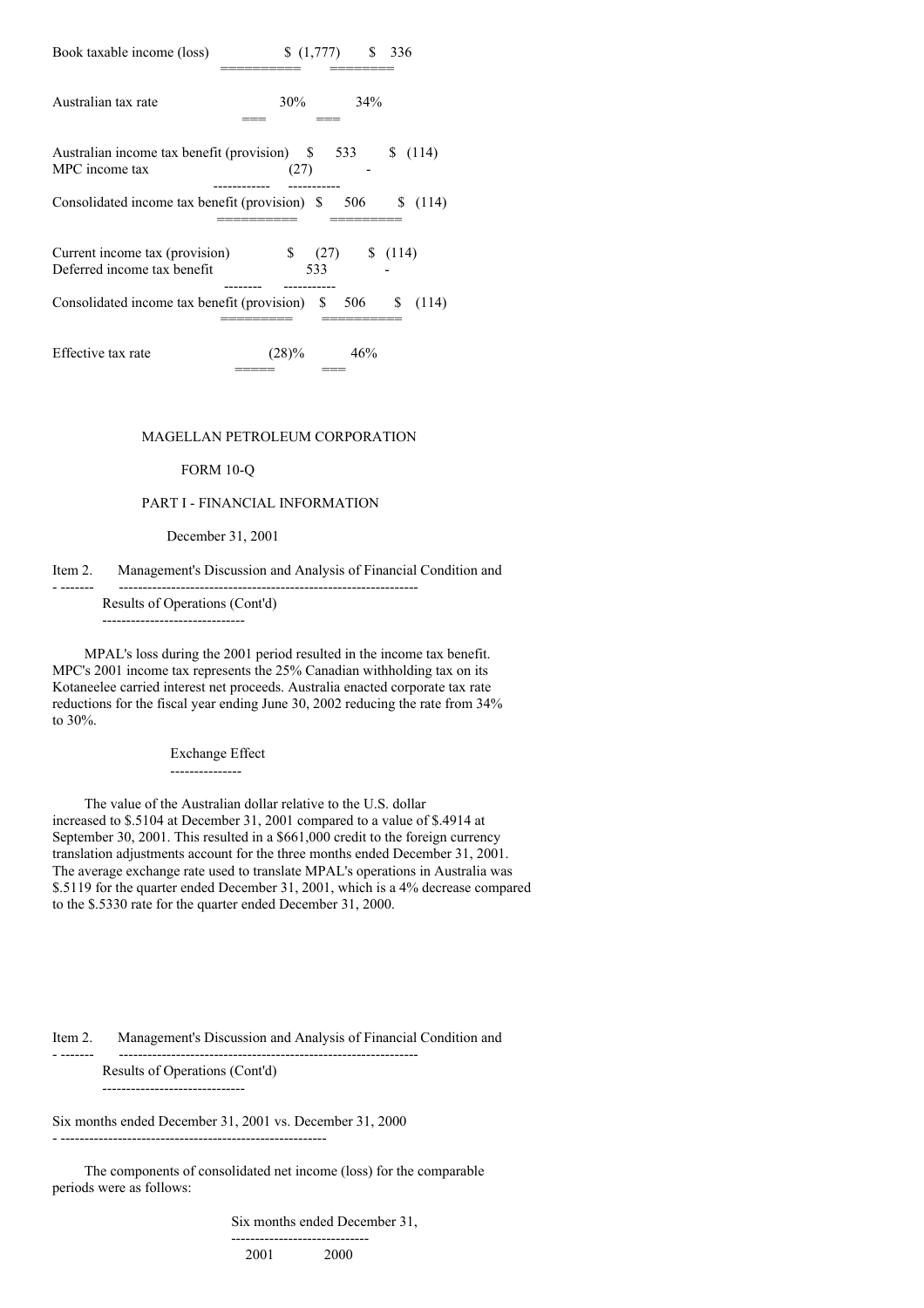| | | |
|---|---|---|
| Book taxable income (loss) | $ (1,777) | $ 336 |
| Australian tax rate | 30% | 34% |
| Australian income tax benefit (provision) | $ 533 | $ (114) |
| MPC income tax | (27) | - |
| Consolidated income tax benefit (provision) | $ 506 | $ (114) |
| Current income tax (provision) | $ (27) | $ (114) |
| Deferred income tax benefit | 533 | - |
| Consolidated income tax benefit (provision) | $ 506 | $ (114) |
| Effective tax rate | (28)% | 46% |

MAGELLAN PETROLEUM CORPORATION

FORM 10-Q

PART I - FINANCIAL INFORMATION

December 31, 2001

Item 2. Management's Discussion and Analysis of Financial Condition and Results of Operations (Cont'd)

MPAL's loss during the 2001 period resulted in the income tax benefit. MPC's 2001 income tax represents the 25% Canadian withholding tax on its Kotaneelee carried interest net proceeds. Australia enacted corporate tax rate reductions for the fiscal year ending June 30, 2002 reducing the rate from 34% to 30%.

Exchange Effect

The value of the Australian dollar relative to the U.S. dollar increased to $.5104 at December 31, 2001 compared to a value of $.4914 at September 30, 2001. This resulted in a $661,000 credit to the foreign currency translation adjustments account for the three months ended December 31, 2001. The average exchange rate used to translate MPAL's operations in Australia was $.5119 for the quarter ended December 31, 2001, which is a 4% decrease compared to the $.5330 rate for the quarter ended December 31, 2000.

Item 2. Management's Discussion and Analysis of Financial Condition and Results of Operations (Cont'd)

Six months ended December 31, 2001 vs. December 31, 2000

The components of consolidated net income (loss) for the comparable periods were as follows:

| | Six months ended December 31, | |
|---|---|---|
| | 2001 | 2000 |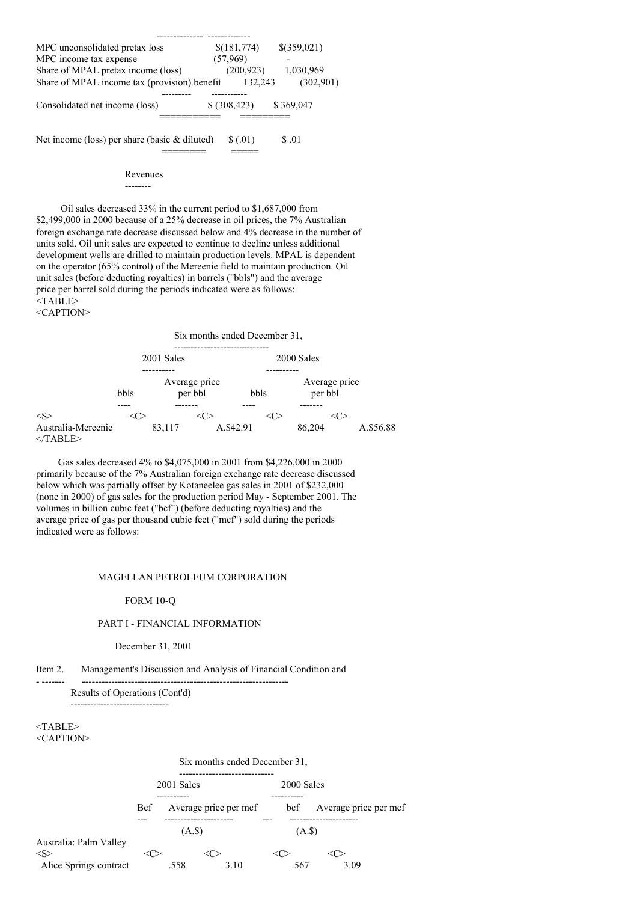| | | |
|---|---|---|
| MPC unconsolidated pretax loss | $(181,774) | $(359,021) |
| MPC income tax expense | (57,969) | - |
| Share of MPAL pretax income (loss) | (200,923) | 1,030,969 |
| Share of MPAL income tax (provision) benefit | 132,243 | (302,901) |
| Consolidated net income (loss) | $ (308,423) | $ 369,047 |
| Net income (loss) per share (basic & diluted) | $ (.01) | $ .01 |

## Revenues

Oil sales decreased 33% in the current period to $1,687,000 from $2,499,000 in 2000 because of a 25% decrease in oil prices, the 7% Australian foreign exchange rate decrease discussed below and 4% decrease in the number of units sold. Oil unit sales are expected to continue to decline unless additional development wells are drilled to maintain production levels. MPAL is dependent on the operator (65% control) of the Mereenie field to maintain production. Oil unit sales (before deducting royalties) in barrels ("bbls") and the average price per barrel sold during the periods indicated were as follows:

| | Six months ended December 31, | | | |
|---|---|---|---|---|
| | 2001 Sales | | 2000 Sales | |
| | bbls | Average price per bbl | bbls | Average price per bbl |
| Australia-Mereenie | 83,117 | A.$42.91 | 86,204 | A.$56.88 |

Gas sales decreased 4% to $4,075,000 in 2001 from $4,226,000 in 2000 primarily because of the 7% Australian foreign exchange rate decrease discussed below which was partially offset by Kotaneelee gas sales in 2001 of $232,000 (none in 2000) of gas sales for the production period May - September 2001. The volumes in billion cubic feet ("bcf") (before deducting royalties) and the average price of gas per thousand cubic feet ("mcf") sold during the periods indicated were as follows:

MAGELLAN PETROLEUM CORPORATION

FORM 10-Q

PART I - FINANCIAL INFORMATION

December 31, 2001

Item 2. Management's Discussion and Analysis of Financial Condition and Results of Operations (Cont'd)

| | Six months ended December 31, | | | |
|---|---|---|---|---|
| | 2001 Sales | | 2000 Sales | |
| | Bcf | Average price per mcf (A.$) | bcf | Average price per mcf (A.$) |
| Australia: Palm Valley | | | | |
| Alice Springs contract | .558 | 3.10 | .567 | 3.09 |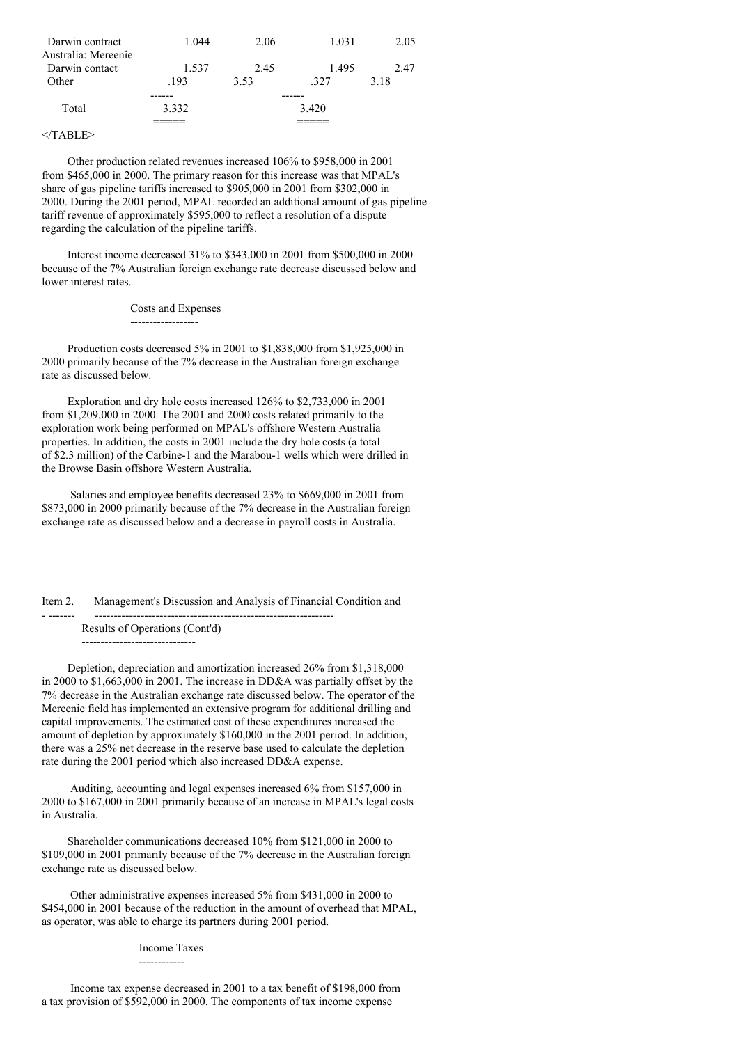| | | | | |
|---|---|---|---|---|
| Darwin contract | 1.044 | 2.06 | 1.031 | 2.05 |
| Australia: Mereenie | | | | |
| Darwin contact | 1.537 | 2.45 | 1.495 | 2.47 |
| Other | .193 | 3.53 | .327 | 3.18 |
| Total | 3.332 | | 3.420 | |

</TABLE>

Other production related revenues increased 106% to $958,000 in 2001 from $465,000 in 2000. The primary reason for this increase was that MPAL's share of gas pipeline tariffs increased to $905,000 in 2001 from $302,000 in 2000. During the 2001 period, MPAL recorded an additional amount of gas pipeline tariff revenue of approximately $595,000 to reflect a resolution of a dispute regarding the calculation of the pipeline tariffs.

Interest income decreased 31% to $343,000 in 2001 from $500,000 in 2000 because of the 7% Australian foreign exchange rate decrease discussed below and lower interest rates.

### Costs and Expenses

Production costs decreased 5% in 2001 to $1,838,000 from $1,925,000 in 2000 primarily because of the 7% decrease in the Australian foreign exchange rate as discussed below.

Exploration and dry hole costs increased 126% to $2,733,000 in 2001 from $1,209,000 in 2000. The 2001 and 2000 costs related primarily to the exploration work being performed on MPAL's offshore Western Australia properties. In addition, the costs in 2001 include the dry hole costs (a total of $2.3 million) of the Carbine-1 and the Marabou-1 wells which were drilled in the Browse Basin offshore Western Australia.

Salaries and employee benefits decreased 23% to $669,000 in 2001 from $873,000 in 2000 primarily because of the 7% decrease in the Australian foreign exchange rate as discussed below and a decrease in payroll costs in Australia.

## Item 2. Management's Discussion and Analysis of Financial Condition and Results of Operations (Cont'd)

Depletion, depreciation and amortization increased 26% from $1,318,000 in 2000 to $1,663,000 in 2001. The increase in DD&A was partially offset by the 7% decrease in the Australian exchange rate discussed below. The operator of the Mereenie field has implemented an extensive program for additional drilling and capital improvements. The estimated cost of these expenditures increased the amount of depletion by approximately $160,000 in the 2001 period. In addition, there was a 25% net decrease in the reserve base used to calculate the depletion rate during the 2001 period which also increased DD&A expense.

Auditing, accounting and legal expenses increased 6% from $157,000 in 2000 to $167,000 in 2001 primarily because of an increase in MPAL's legal costs in Australia.

Shareholder communications decreased 10% from $121,000 in 2000 to $109,000 in 2001 primarily because of the 7% decrease in the Australian foreign exchange rate as discussed below.

Other administrative expenses increased 5% from $431,000 in 2000 to $454,000 in 2001 because of the reduction in the amount of overhead that MPAL, as operator, was able to charge its partners during 2001 period.

### Income Taxes

Income tax expense decreased in 2001 to a tax benefit of $198,000 from a tax provision of $592,000 in 2000. The components of tax income expense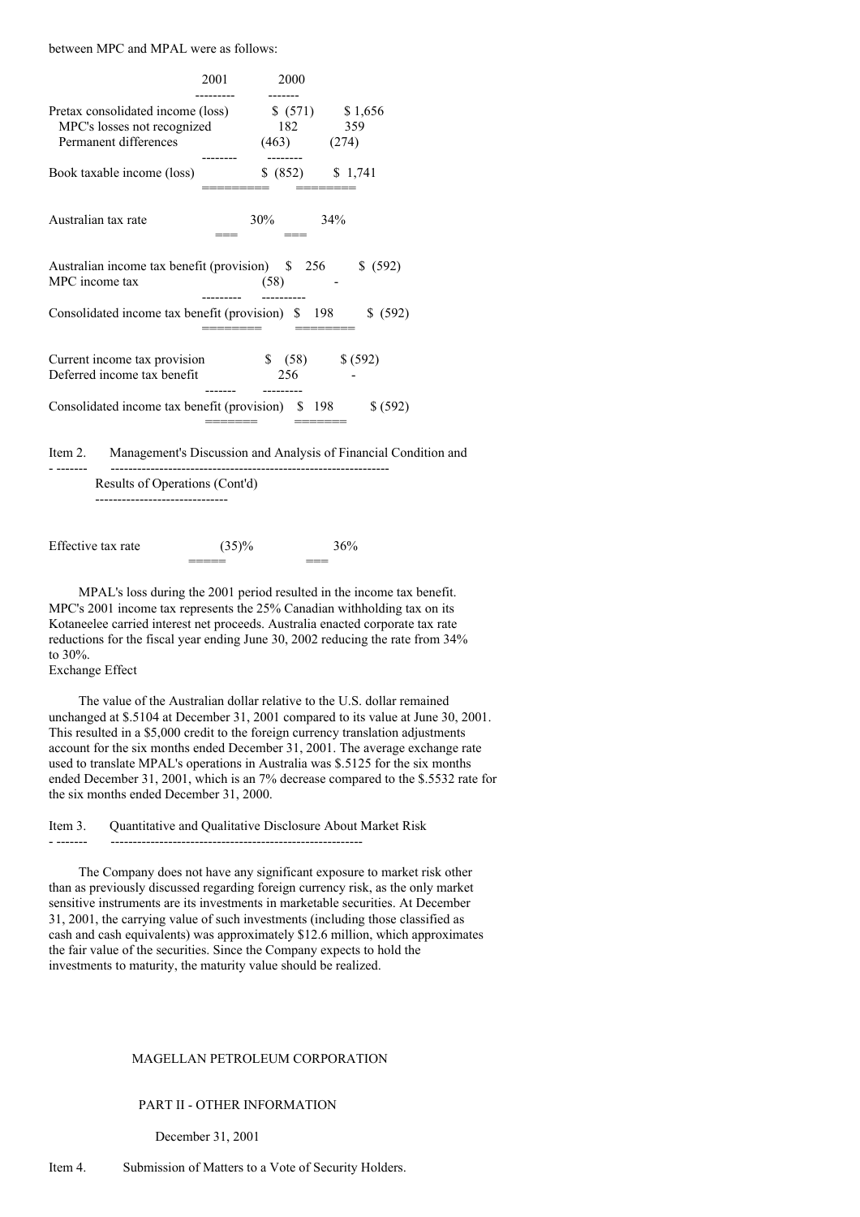between MPC and MPAL were as follows:

| | 2001 | 2000 |
|---|---|---|
| Pretax consolidated income (loss) | $ (571) | $ 1,656 |
| MPC's losses not recognized | 182 | 359 |
| Permanent differences | (463) | (274) |
| Book taxable income (loss) | $ (852) | $ 1,741 |
| Australian tax rate | 30% | 34% |
| Australian income tax benefit (provision) | $ 256 | $ (592) |
| MPC income tax | (58) | - |
| Consolidated income tax benefit (provision) | $ 198 | $ (592) |
| Current income tax provision | $ (58) | $ (592) |
| Deferred income tax benefit | 256 | - |
| Consolidated income tax benefit (provision) | $ 198 | $ (592) |

Item 2. Management's Discussion and Analysis of Financial Condition and Results of Operations (Cont'd)

| | | |
|---|---|---|
| Effective tax rate | (35)% | 36% |

MPAL's loss during the 2001 period resulted in the income tax benefit. MPC's 2001 income tax represents the 25% Canadian withholding tax on its Kotaneelee carried interest net proceeds. Australia enacted corporate tax rate reductions for the fiscal year ending June 30, 2002 reducing the rate from 34% to 30%.

Exchange Effect

The value of the Australian dollar relative to the U.S. dollar remained unchanged at $.5104 at December 31, 2001 compared to its value at June 30, 2001. This resulted in a $5,000 credit to the foreign currency translation adjustments account for the six months ended December 31, 2001. The average exchange rate used to translate MPAL's operations in Australia was $.5125 for the six months ended December 31, 2001, which is an 7% decrease compared to the $.5532 rate for the six months ended December 31, 2000.

Item 3. Quantitative and Qualitative Disclosure About Market Risk

The Company does not have any significant exposure to market risk other than as previously discussed regarding foreign currency risk, as the only market sensitive instruments are its investments in marketable securities. At December 31, 2001, the carrying value of such investments (including those classified as cash and cash equivalents) was approximately $12.6 million, which approximates the fair value of the securities. Since the Company expects to hold the investments to maturity, the maturity value should be realized.

MAGELLAN PETROLEUM CORPORATION

PART II - OTHER INFORMATION

December 31, 2001

Item 4. Submission of Matters to a Vote of Security Holders.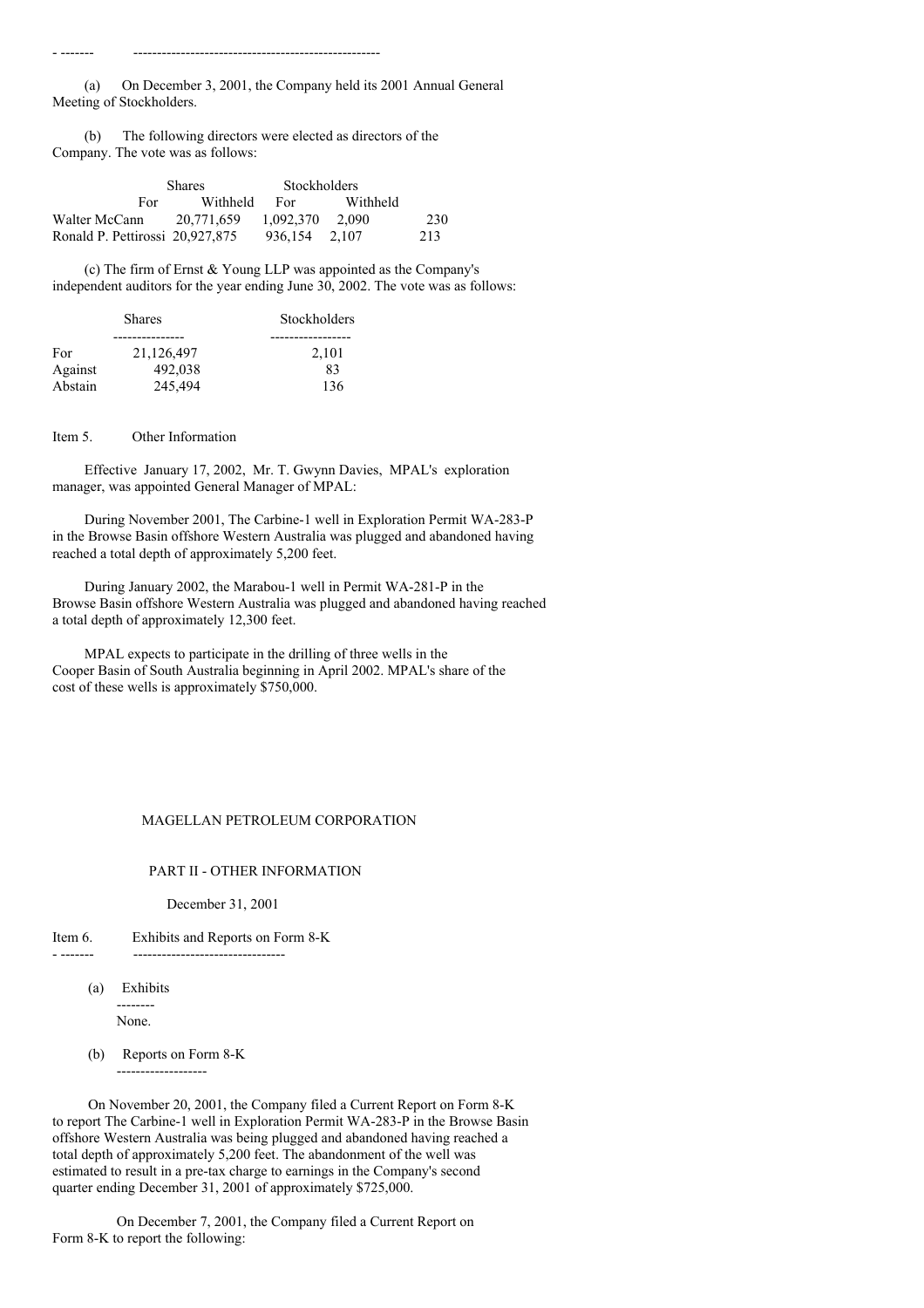(a) On December 3, 2001, the Company held its 2001 Annual General Meeting of Stockholders.

(b) The following directors were elected as directors of the Company. The vote was as follows:

| | Shares | | Stockholders | |
|---|---|---|---|---|
| | For | Withheld | For | Withheld |
| Walter McCann | 20,771,659 | 1,092,370 | 2,090 | 230 |
| Ronald P. Pettirossi | 20,927,875 | 936,154 | 2,107 | 213 |

(c) The firm of Ernst & Young LLP was appointed as the Company's independent auditors for the year ending June 30, 2002. The vote was as follows:

| | Shares | Stockholders |
|---|---|---|
| For | 21,126,497 | 2,101 |
| Against | 492,038 | 83 |
| Abstain | 245,494 | 136 |

Item 5. Other Information

Effective January 17, 2002, Mr. T. Gwynn Davies, MPAL's exploration manager, was appointed General Manager of MPAL:

During November 2001, The Carbine-1 well in Exploration Permit WA-283-P in the Browse Basin offshore Western Australia was plugged and abandoned having reached a total depth of approximately 5,200 feet.

During January 2002, the Marabou-1 well in Permit WA-281-P in the Browse Basin offshore Western Australia was plugged and abandoned having reached a total depth of approximately 12,300 feet.

MPAL expects to participate in the drilling of three wells in the Cooper Basin of South Australia beginning in April 2002. MPAL's share of the cost of these wells is approximately $750,000.

MAGELLAN PETROLEUM CORPORATION

PART II - OTHER INFORMATION

December 31, 2001

Item 6. Exhibits and Reports on Form 8-K

(a) Exhibits

None.

(b) Reports on Form 8-K

On November 20, 2001, the Company filed a Current Report on Form 8-K to report The Carbine-1 well in Exploration Permit WA-283-P in the Browse Basin offshore Western Australia was being plugged and abandoned having reached a total depth of approximately 5,200 feet. The abandonment of the well was estimated to result in a pre-tax charge to earnings in the Company's second quarter ending December 31, 2001 of approximately $725,000.

On December 7, 2001, the Company filed a Current Report on Form 8-K to report the following: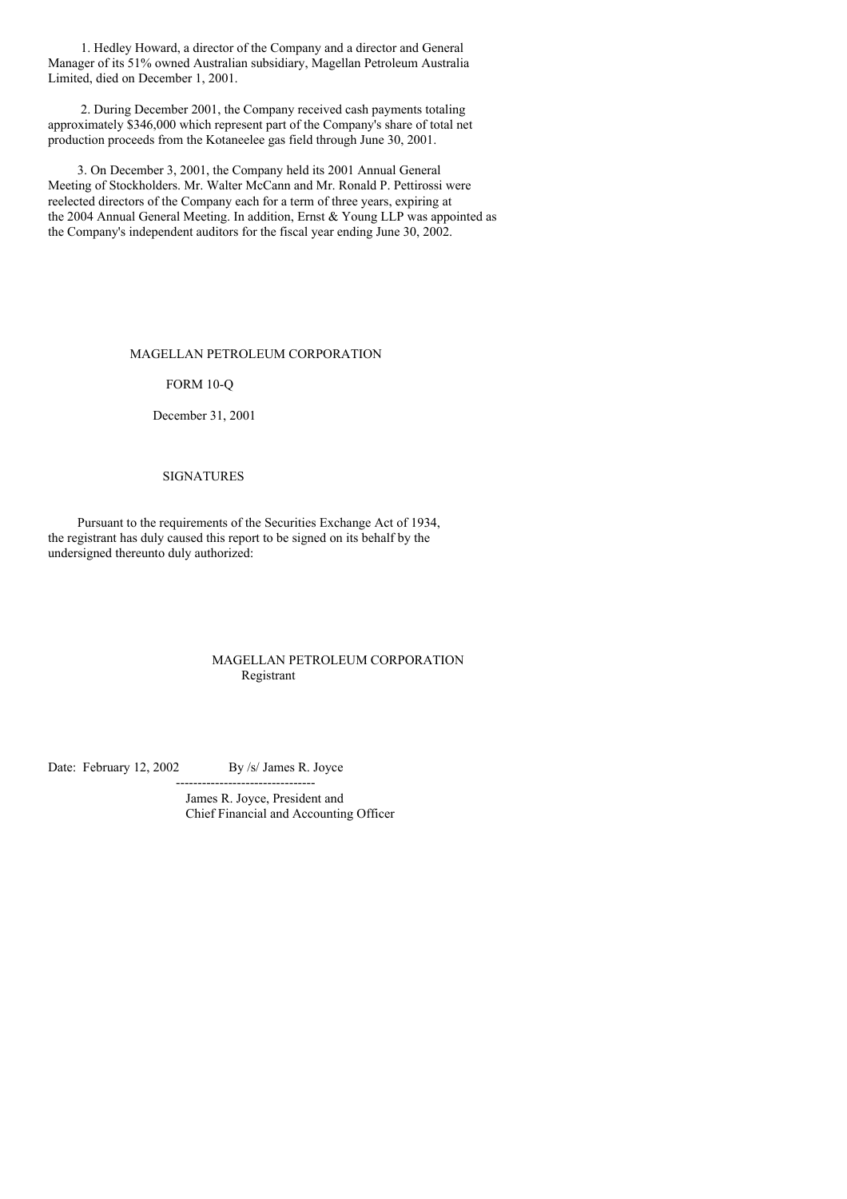1. Hedley Howard, a director of the Company and a director and General Manager of its 51% owned Australian subsidiary, Magellan Petroleum Australia Limited, died on December 1, 2001.

2. During December 2001, the Company received cash payments totaling approximately $346,000 which represent part of the Company's share of total net production proceeds from the Kotaneelee gas field through June 30, 2001.

3. On December 3, 2001, the Company held its 2001 Annual General Meeting of Stockholders. Mr. Walter McCann and Mr. Ronald P. Pettirossi were reelected directors of the Company each for a term of three years, expiring at the 2004 Annual General Meeting. In addition, Ernst & Young LLP was appointed as the Company's independent auditors for the fiscal year ending June 30, 2002.

MAGELLAN PETROLEUM CORPORATION

FORM 10-Q

December 31, 2001

SIGNATURES

Pursuant to the requirements of the Securities Exchange Act of 1934, the registrant has duly caused this report to be signed on its behalf by the undersigned thereunto duly authorized:

MAGELLAN PETROLEUM CORPORATION
Registrant

Date: February 12, 2002 By /s/ James R. Joyce

--------------------------------

James R. Joyce, President and
Chief Financial and Accounting Officer